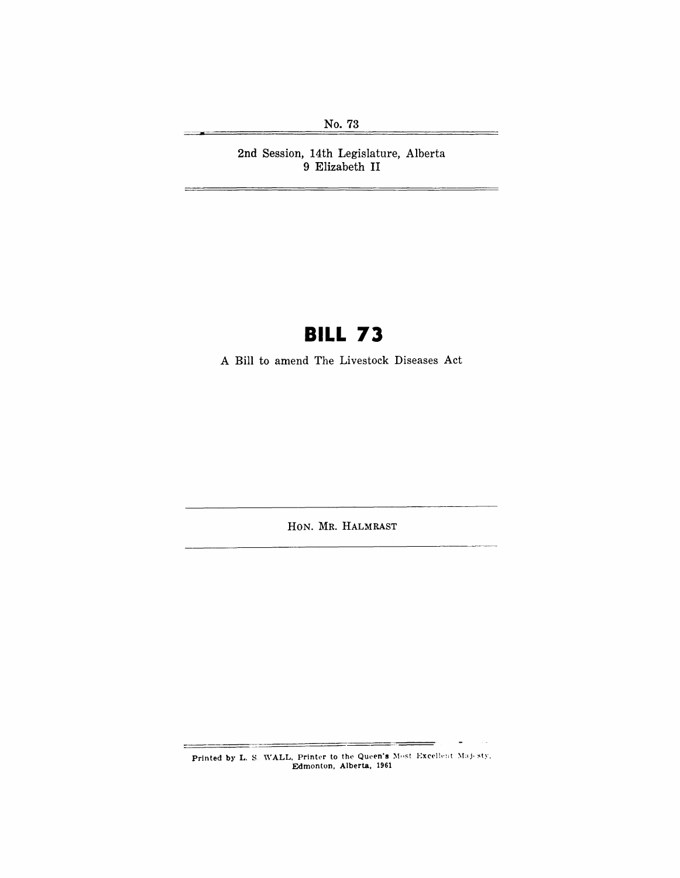No. 73

2nd Session, 14th Legislature, Alberta
9 Elizabeth II

# BILL 73

A Bill to amend The Livestock Diseases Act

HON. MR. HALMRAST

Printed by L. S. WALL, Printer to the Queen's Most Excellent Majesty, Edmonton, Alberta, 1961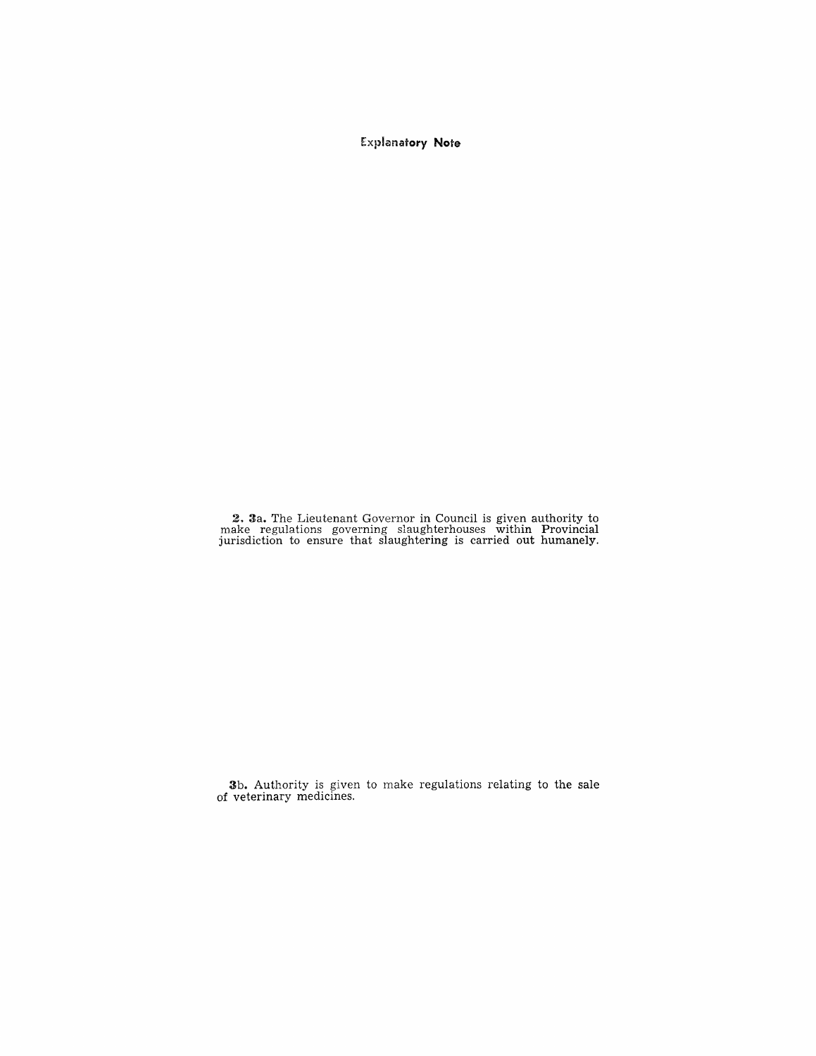## Explanatory Note

**2. 3a.** The Lieutenant Governor in Council is given authority to make regulations governing slaughterhouses within Provincial jurisdiction to ensure that slaughtering is carried out humanely.

**3b.** Authority is given to make regulations relating to the sale of veterinary medicines.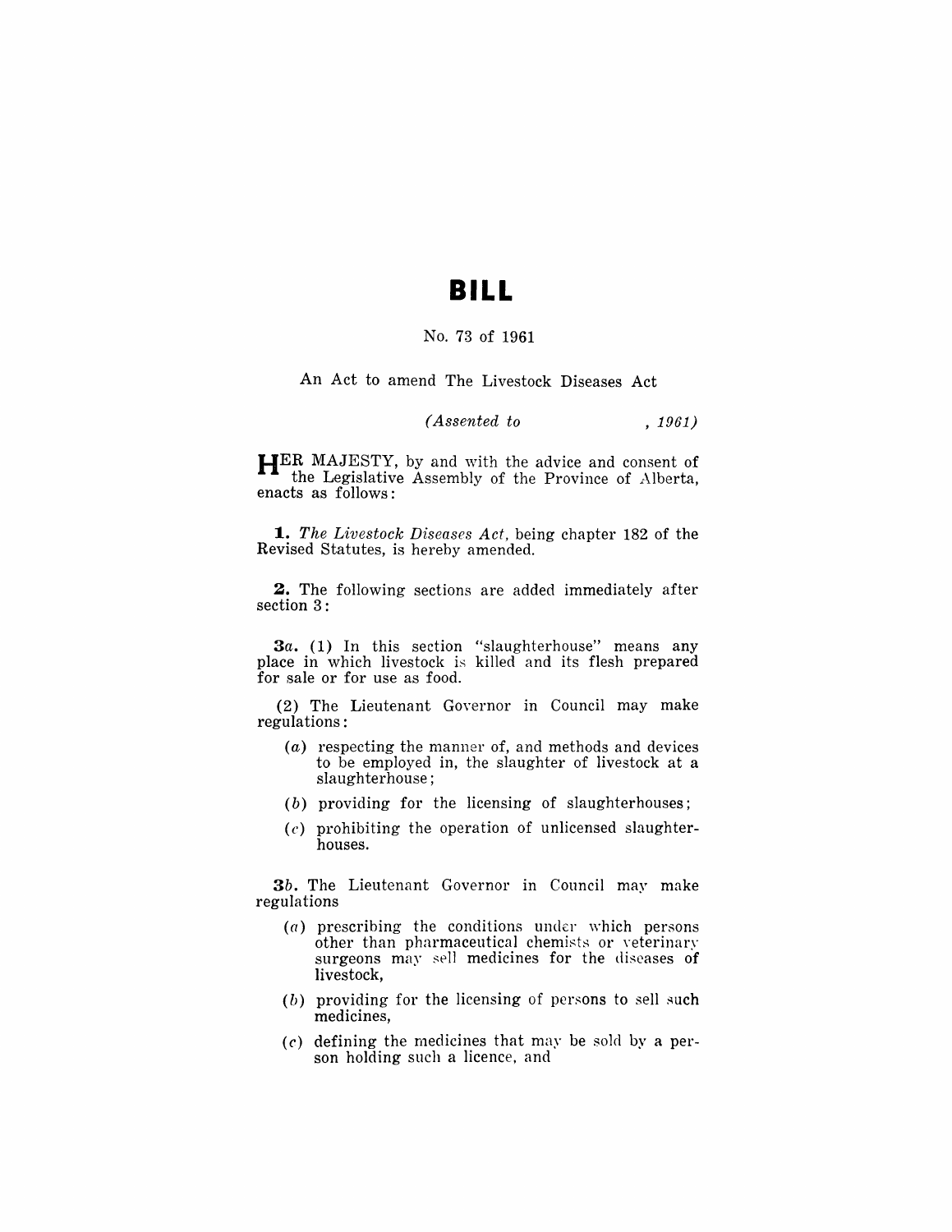# BILL

No. 73 of 1961

An Act to amend The Livestock Diseases Act

*(Assented to , 1961)*

HER MAJESTY, by and with the advice and consent of the Legislative Assembly of the Province of Alberta, enacts as follows:

**1.** *The Livestock Diseases Act*, being chapter 182 of the Revised Statutes, is hereby amended.

**2.** The following sections are added immediately after section 3:

**3*a*.** (1) In this section "slaughterhouse" means any place in which livestock is killed and its flesh prepared for sale or for use as food.

(2) The Lieutenant Governor in Council may make regulations:

- (*a*) respecting the manner of, and methods and devices to be employed in, the slaughter of livestock at a slaughterhouse;
- (*b*) providing for the licensing of slaughterhouses;
- (*c*) prohibiting the operation of unlicensed slaughterhouses.

**3*b*.** The Lieutenant Governor in Council may make regulations

- (*a*) prescribing the conditions under which persons other than pharmaceutical chemists or veterinary surgeons may sell medicines for the diseases of livestock,
- (*b*) providing for the licensing of persons to sell such medicines,
- (*c*) defining the medicines that may be sold by a person holding such a licence, and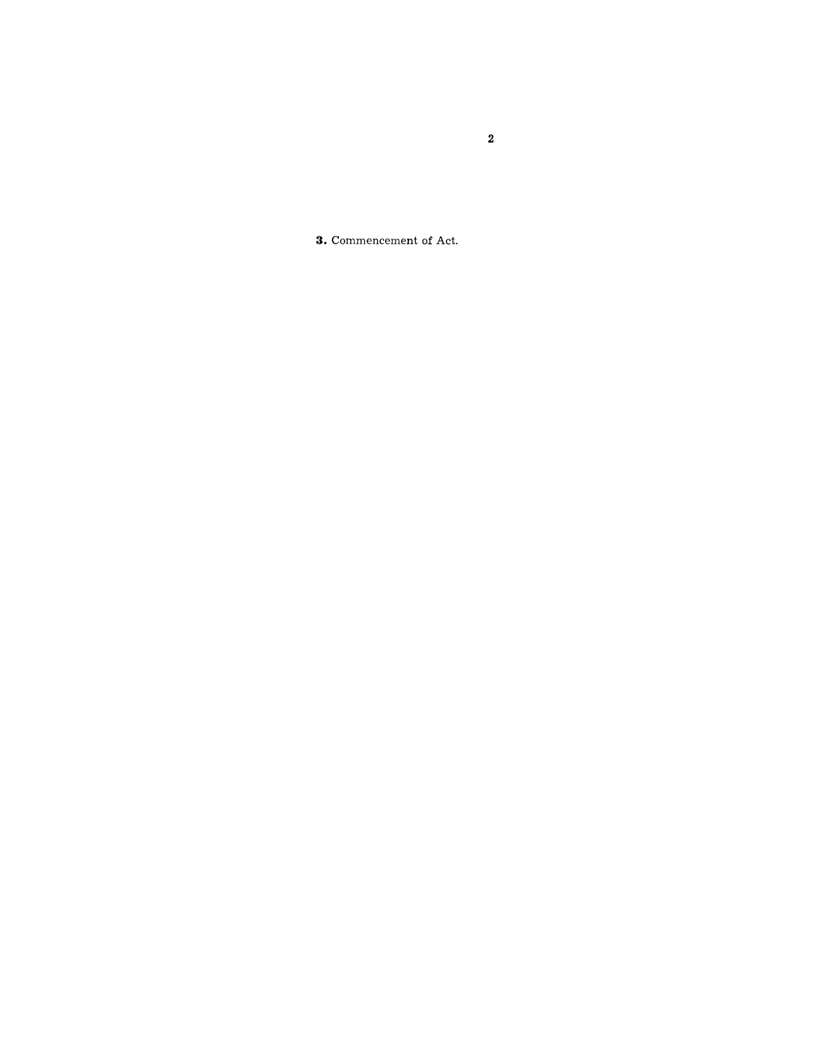**3.** Commencement of Act.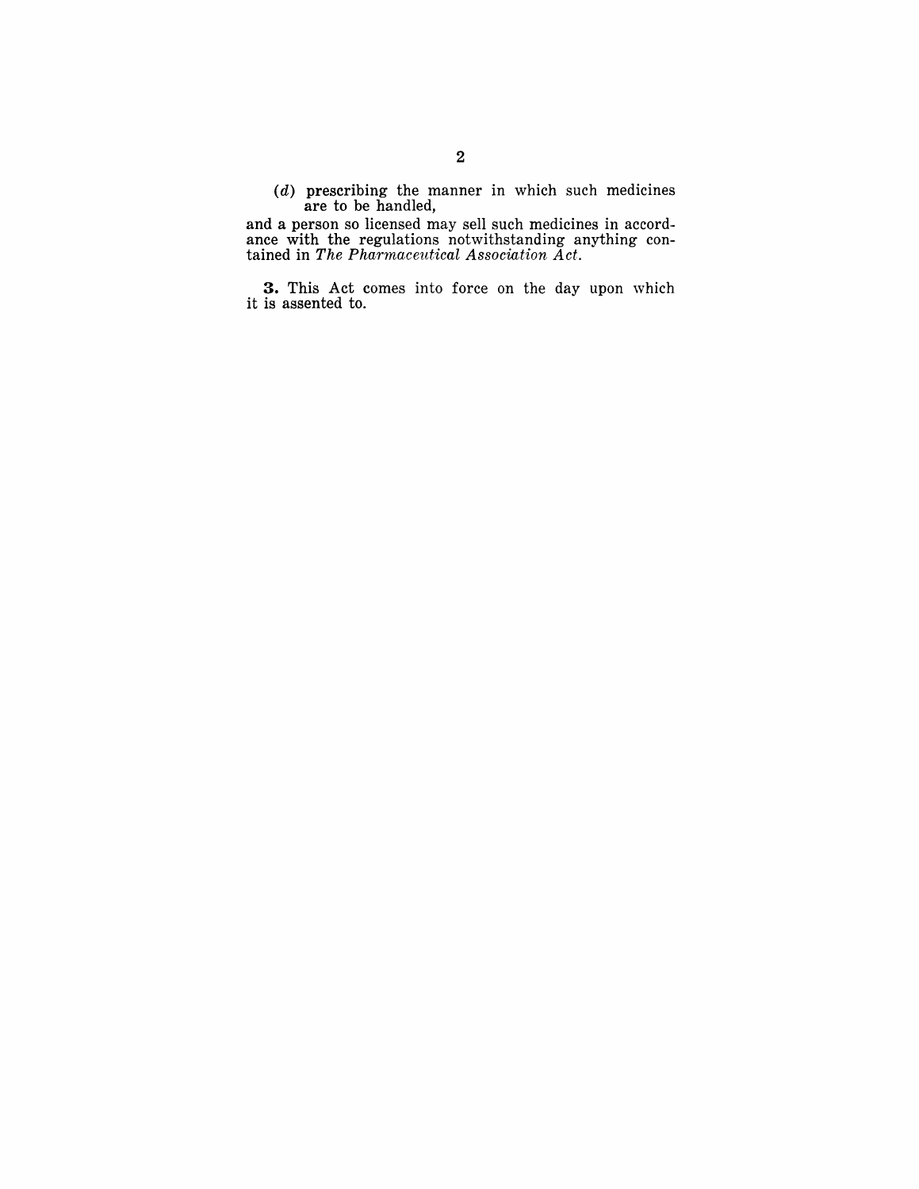(*d*) prescribing the manner in which such medicines are to be handled,

and a person so licensed may sell such medicines in accordance with the regulations notwithstanding anything contained in *The Pharmaceutical Association Act*.

**3.** This Act comes into force on the day upon which it is assented to.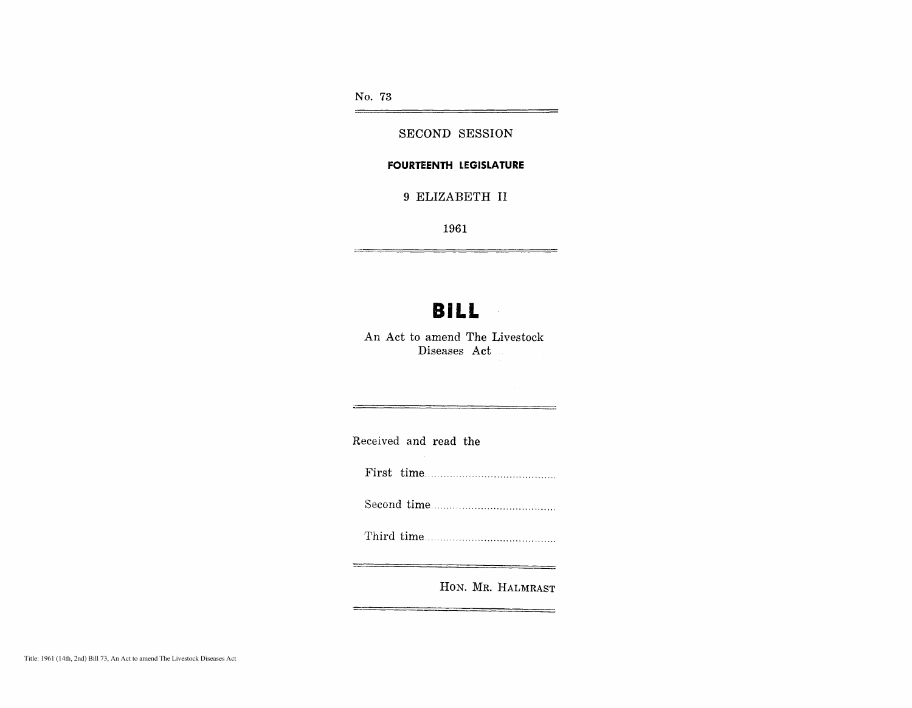No. 73

SECOND SESSION

**FOURTEENTH LEGISLATURE**

9 ELIZABETH II

1961

# BILL

An Act to amend The Livestock Diseases Act

Received and read the

First time..........................................

Second time.......................................

Third time..........................................

HON. MR. HALMRAST

Title: 1961 (14th, 2nd) Bill 73, An Act to amend The Livestock Diseases Act